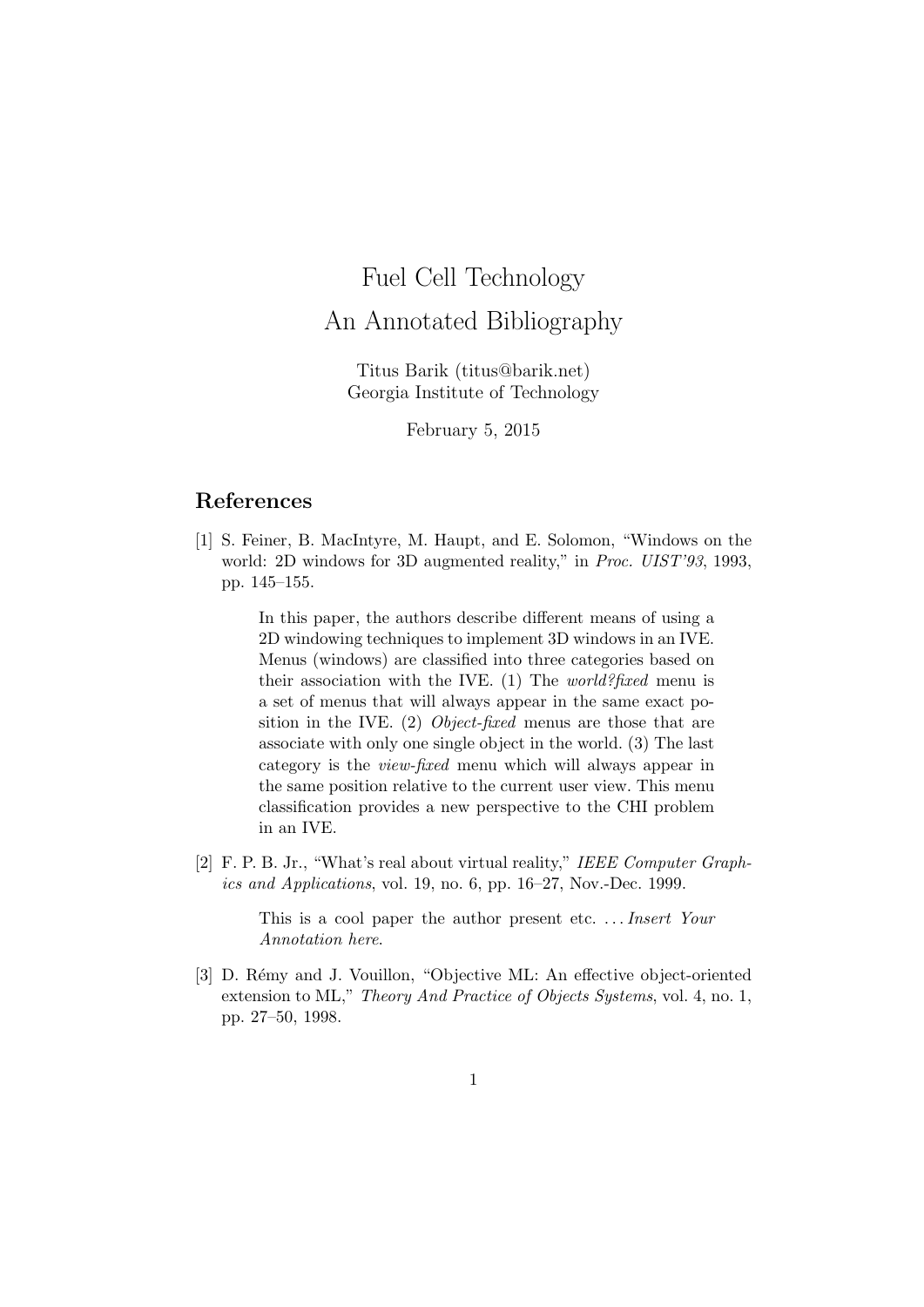# Fuel Cell Technology
# An Annotated Bibliography

Titus Barik (titus@barik.net)
Georgia Institute of Technology

February 5, 2015

## References

[1] S. Feiner, B. MacIntyre, M. Haupt, and E. Solomon, "Windows on the world: 2D windows for 3D augmented reality," in *Proc. UIST'93*, 1993, pp. 145–155.

> In this paper, the authors describe different means of using a 2D windowing techniques to implement 3D windows in an IVE. Menus (windows) are classified into three categories based on their association with the IVE. (1) The *world?fixed* menu is a set of menus that will always appear in the same exact position in the IVE. (2) *Object-fixed* menus are those that are associate with only one single object in the world. (3) The last category is the *view-fixed* menu which will always appear in the same position relative to the current user view. This menu classification provides a new perspective to the CHI problem in an IVE.

[2] F. P. B. Jr., "What's real about virtual reality," *IEEE Computer Graphics and Applications*, vol. 19, no. 6, pp. 16–27, Nov.-Dec. 1999.

> This is a cool paper the author present etc. . . . *Insert Your Annotation here*.

[3] D. Rémy and J. Vouillon, "Objective ML: An effective object-oriented extension to ML," *Theory And Practice of Objects Systems*, vol. 4, no. 1, pp. 27–50, 1998.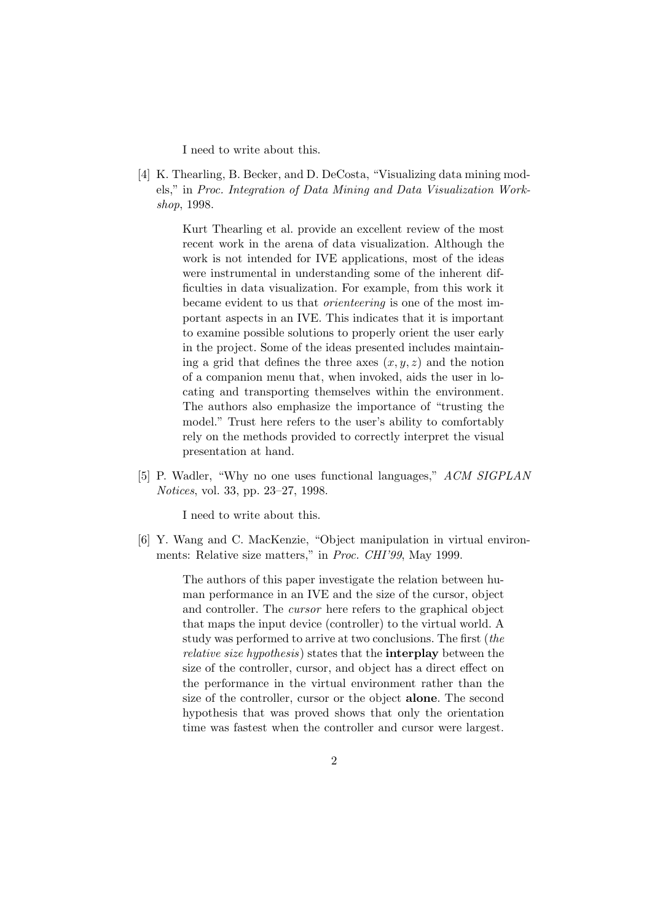I need to write about this.

[4] K. Thearling, B. Becker, and D. DeCosta, "Visualizing data mining models," in *Proc. Integration of Data Mining and Data Visualization Workshop*, 1998.

> Kurt Thearling et al. provide an excellent review of the most recent work in the arena of data visualization. Although the work is not intended for IVE applications, most of the ideas were instrumental in understanding some of the inherent difficulties in data visualization. For example, from this work it became evident to us that *orienteering* is one of the most important aspects in an IVE. This indicates that it is important to examine possible solutions to properly orient the user early in the project. Some of the ideas presented includes maintaining a grid that defines the three axes $(x, y, z)$ and the notion of a companion menu that, when invoked, aids the user in locating and transporting themselves within the environment. The authors also emphasize the importance of "trusting the model." Trust here refers to the user's ability to comfortably rely on the methods provided to correctly interpret the visual presentation at hand.

[5] P. Wadler, "Why no one uses functional languages," *ACM SIGPLAN Notices*, vol. 33, pp. 23–27, 1998.

> I need to write about this.

[6] Y. Wang and C. MacKenzie, "Object manipulation in virtual environments: Relative size matters," in *Proc. CHI'99*, May 1999.

> The authors of this paper investigate the relation between human performance in an IVE and the size of the cursor, object and controller. The *cursor* here refers to the graphical object that maps the input device (controller) to the virtual world. A study was performed to arrive at two conclusions. The first (*the relative size hypothesis*) states that the **interplay** between the size of the controller, cursor, and object has a direct effect on the performance in the virtual environment rather than the size of the controller, cursor or the object **alone**. The second hypothesis that was proved shows that only the orientation time was fastest when the controller and cursor were largest.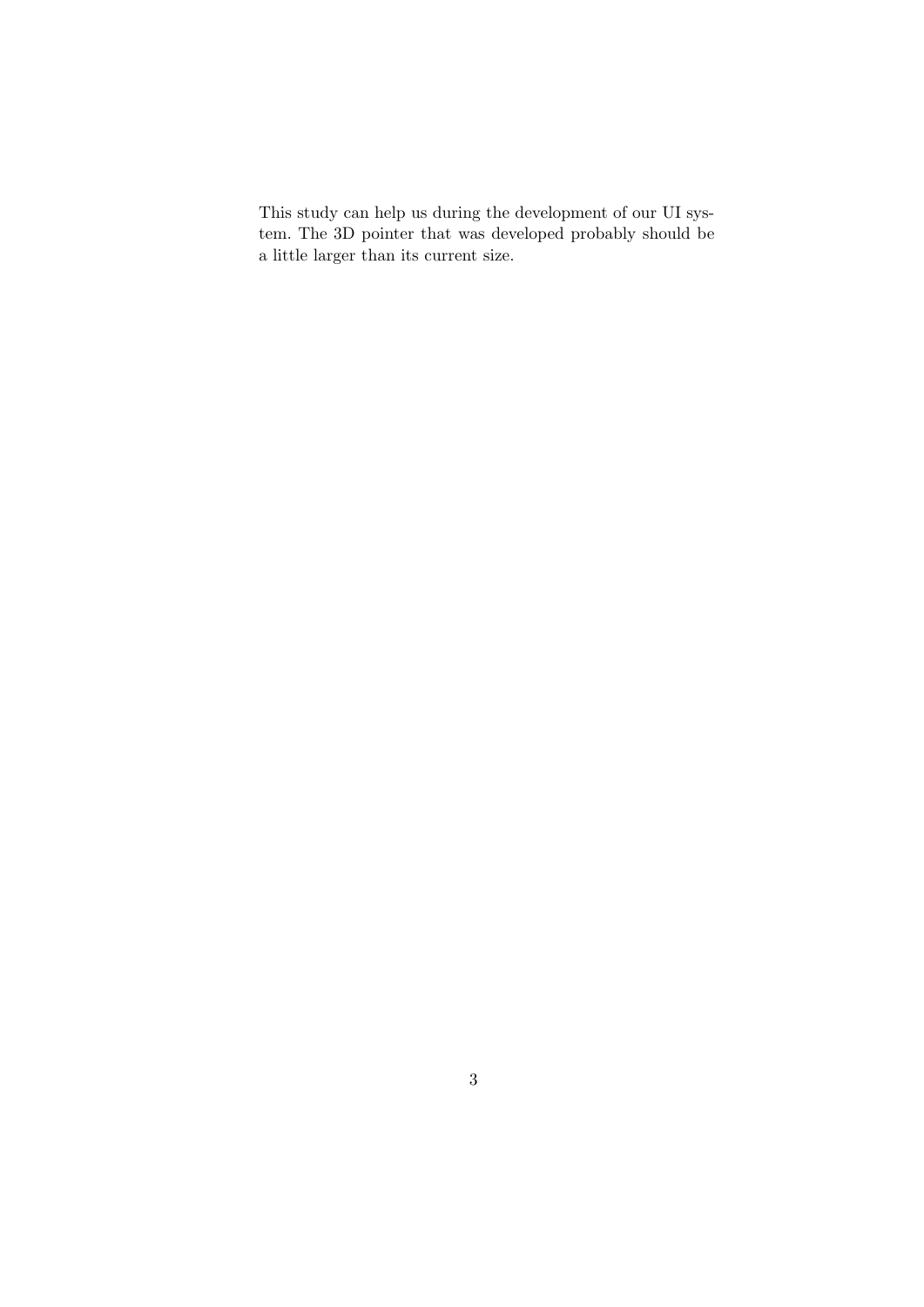This study can help us during the development of our UI system. The 3D pointer that was developed probably should be a little larger than its current size.